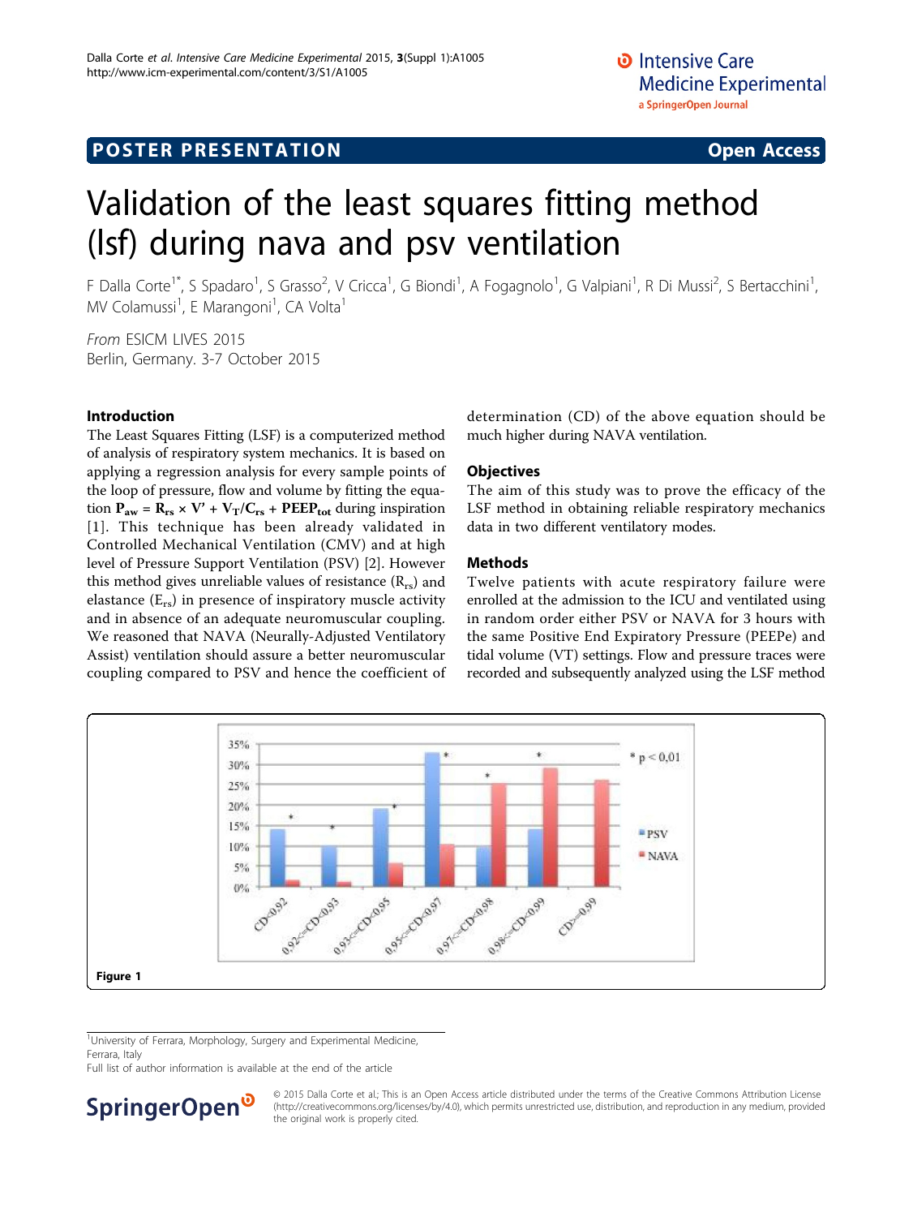# Validation of the least squares fitting method (lsf) during nava and psv ventilation

F Dalla Corte[1*], S Spadaro[1], S Grasso[2], V Cricca[1], G Biondi[1], A Fogagnolo[1], G Valpiani[1], R Di Mussi[2], S Bertacchini[1], MV Colamussi[1], E Marangoni[1], CA Volta[1]

From ESICM LIVES 2015
Berlin, Germany. 3-7 October 2015

## Introduction

The Least Squares Fitting (LSF) is a computerized method of analysis of respiratory system mechanics. It is based on applying a regression analysis for every sample points of the loop of pressure, flow and volume by fitting the equation $\mathbf{P_{aw} = R_{rs} \times V' + V_T/C_{rs} + PEEP_{tot}}$ during inspiration [1]. This technique has already validated in Controlled Mechanical Ventilation (CMV) and at high level of Pressure Support Ventilation (PSV) [2]. However this method gives unreliable values of resistance ($R_{rs}$) and elastance ($E_{rs}$) in presence of inspiratory muscle activity and in absence of an adequate neuromuscular coupling. We reasoned that NAVA (Neurally-Adjusted Ventilatory Assist) ventilation should assure a better neuromuscular coupling compared to PSV and hence the coefficient of determination (CD) of the above equation should be much higher during NAVA ventilation.

## Objectives

The aim of this study was to prove the efficacy of the LSF method in obtaining reliable respiratory mechanics data in two different ventilatory modes.

## Methods

Twelve patients with acute respiratory failure were enrolled at the admission to the ICU and ventilated using in random order either PSV or NAVA for 3 hours with the same Positive End Expiratory Pressure (PEEPe) and tidal volume (VT) settings. Flow and pressure traces were recorded and subsequently analyzed using the LSF method

**Figure 1**

[1]University of Ferrara, Morphology, Surgery and Experimental Medicine, Ferrara, Italy

Full list of author information is available at the end of the article

© 2015 Dalla Corte et al.; This is an Open Access article distributed under the terms of the Creative Commons Attribution License (http://creativecommons.org/licenses/by/4.0), which permits unrestricted use, distribution, and reproduction in any medium, provided the original work is properly cited.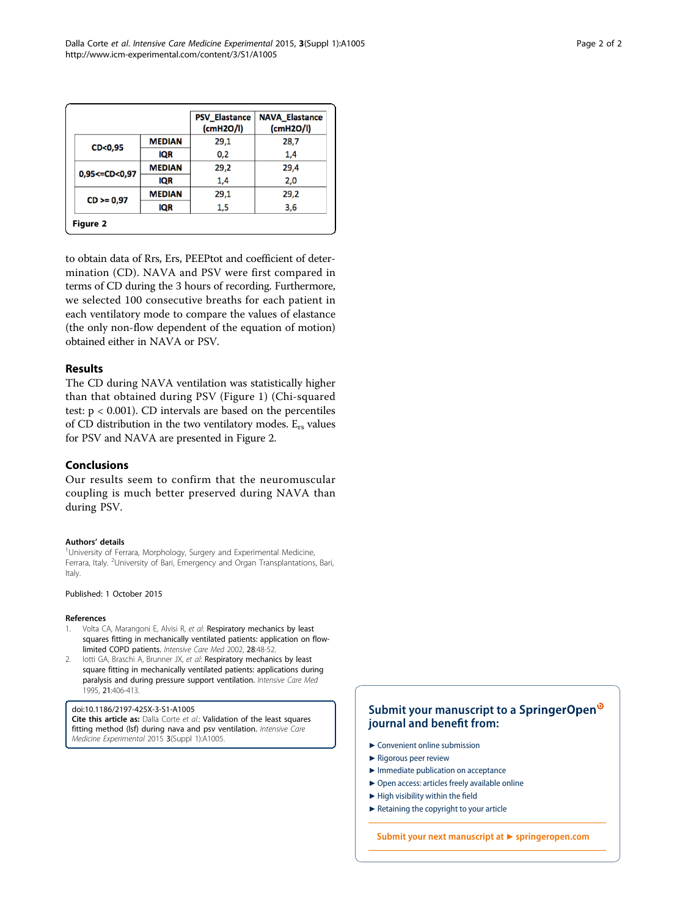| | | PSV_Elastance (cmH2O/l) | NAVA_Elastance (cmH2O/l) |
|---|---|---|---|
| CD<0,95 | MEDIAN | 29,1 | 28,7 |
| | IQR | 0,2 | 1,4 |
| 0,95<=CD<0,97 | MEDIAN | 29,2 | 29,4 |
| | IQR | 1,4 | 2,0 |
| CD >= 0,97 | MEDIAN | 29,1 | 29,2 |
| | IQR | 1,5 | 3,6 |

**Figure 2**

to obtain data of Rrs, Ers, PEEPtot and coefficient of determination (CD). NAVA and PSV were first compared in terms of CD during the 3 hours of recording. Furthermore, we selected 100 consecutive breaths for each patient in each ventilatory mode to compare the values of elastance (the only non-flow dependent of the equation of motion) obtained either in NAVA or PSV.

## Results

The CD during NAVA ventilation was statistically higher than that obtained during PSV (Figure 1) (Chi-squared test: $p < 0.001$). CD intervals are based on the percentiles of CD distribution in the two ventilatory modes. $E_{rs}$ values for PSV and NAVA are presented in Figure 2.

## Conclusions

Our results seem to confirm that the neuromuscular coupling is much better preserved during NAVA than during PSV.

#### Authors' details

[1]University of Ferrara, Morphology, Surgery and Experimental Medicine, Ferrara, Italy. [2]University of Bari, Emergency and Organ Transplantations, Bari, Italy.

Published: 1 October 2015

#### References

1. Volta CA, Marangoni E, Alvisi R, *et al*: **Respiratory mechanics by least squares fitting in mechanically ventilated patients: application on flow-limited COPD patients.** *Intensive Care Med* 2002, **28**:48-52.
2. Iotti GA, Braschi A, Brunner JX, *et al*: **Respiratory mechanics by least square fitting in mechanically ventilated patients: applications during paralysis and during pressure support ventilation.** *Intensive Care Med* 1995, **21**:406-413.

doi:10.1186/2197-425X-3-S1-A1005
**Cite this article as:** Dalla Corte *et al.*: Validation of the least squares fitting method (lsf) during nava and psv ventilation. *Intensive Care Medicine Experimental* 2015 **3**(Suppl 1):A1005.

**Submit your manuscript to a SpringerOpen journal and benefit from:**

- ► Convenient online submission
- ► Rigorous peer review
- ► Immediate publication on acceptance
- ► Open access: articles freely available online
- ► High visibility within the field
- ► Retaining the copyright to your article

**Submit your next manuscript at ► springeropen.com**